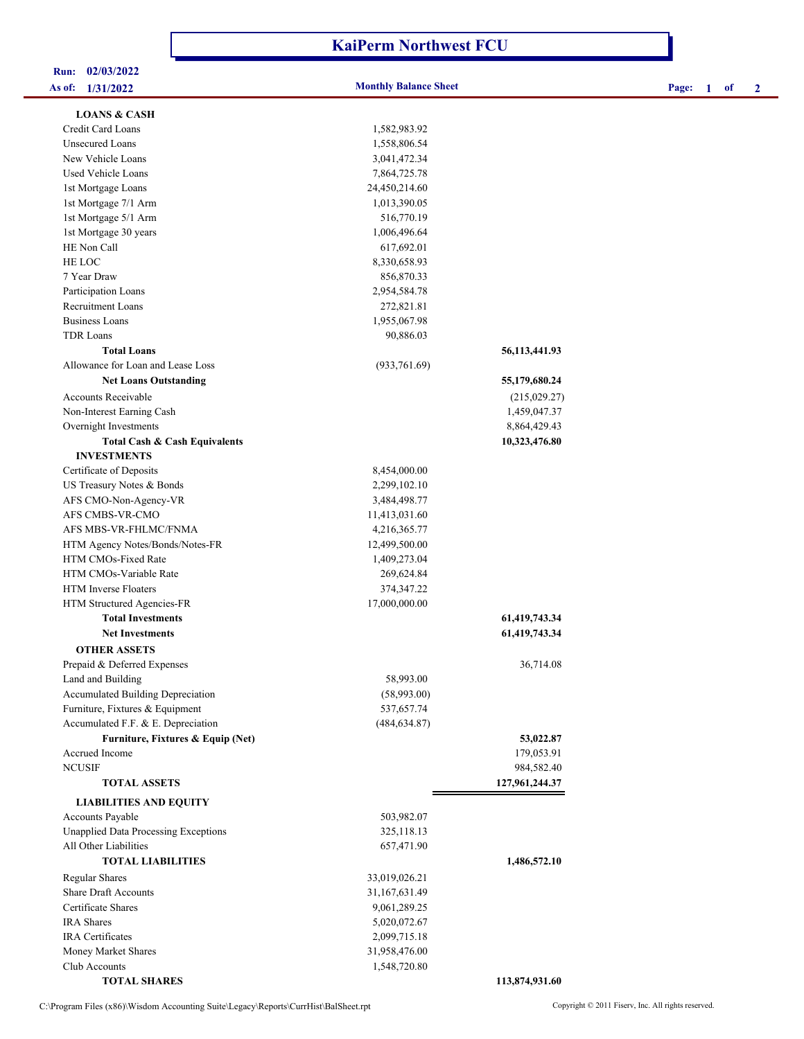# KaiPerm Northwest FCU

**Run:** 02/03/2022
**As of:** 1/31/2022

**Monthly Balance Sheet**

| | | |
|---|---|---|
| **LOANS & CASH** | | |
| Credit Card Loans | 1,582,983.92 | |
| Unsecured Loans | 1,558,806.54 | |
| New Vehicle Loans | 3,041,472.34 | |
| Used Vehicle Loans | 7,864,725.78 | |
| 1st Mortgage Loans | 24,450,214.60 | |
| 1st Mortgage 7/1 Arm | 1,013,390.05 | |
| 1st Mortgage 5/1 Arm | 516,770.19 | |
| 1st Mortgage 30 years | 1,006,496.64 | |
| HE Non Call | 617,692.01 | |
| HE LOC | 8,330,658.93 | |
| 7 Year Draw | 856,870.33 | |
| Participation Loans | 2,954,584.78 | |
| Recruitment Loans | 272,821.81 | |
| Business Loans | 1,955,067.98 | |
| TDR Loans | 90,886.03 | |
| **Total Loans** | | **56,113,441.93** |
| Allowance for Loan and Lease Loss | (933,761.69) | |
| **Net Loans Outstanding** | | **55,179,680.24** |
| Accounts Receivable | | (215,029.27) |
| Non-Interest Earning Cash | | 1,459,047.37 |
| Overnight Investments | | 8,864,429.43 |
| **Total Cash & Cash Equivalents** | | **10,323,476.80** |
| **INVESTMENTS** | | |
| Certificate of Deposits | 8,454,000.00 | |
| US Treasury Notes & Bonds | 2,299,102.10 | |
| AFS CMO-Non-Agency-VR | 3,484,498.77 | |
| AFS CMBS-VR-CMO | 11,413,031.60 | |
| AFS MBS-VR-FHLMC/FNMA | 4,216,365.77 | |
| HTM Agency Notes/Bonds/Notes-FR | 12,499,500.00 | |
| HTM CMOs-Fixed Rate | 1,409,273.04 | |
| HTM CMOs-Variable Rate | 269,624.84 | |
| HTM Inverse Floaters | 374,347.22 | |
| HTM Structured Agencies-FR | 17,000,000.00 | |
| **Total Investments** | | **61,419,743.34** |
| **Net Investments** | | **61,419,743.34** |
| **OTHER ASSETS** | | |
| Prepaid & Deferred Expenses | | 36,714.08 |
| Land and Building | 58,993.00 | |
| Accumulated Building Depreciation | (58,993.00) | |
| Furniture, Fixtures & Equipment | 537,657.74 | |
| Accumulated F.F. & E. Depreciation | (484,634.87) | |
| **Furniture, Fixtures & Equip (Net)** | | **53,022.87** |
| Accrued Income | | 179,053.91 |
| NCUSIF | | 984,582.40 |
| **TOTAL ASSETS** | | **127,961,244.37** |
| **LIABILITIES AND EQUITY** | | |
| Accounts Payable | 503,982.07 | |
| Unapplied Data Processing Exceptions | 325,118.13 | |
| All Other Liabilities | 657,471.90 | |
| **TOTAL LIABILITIES** | | **1,486,572.10** |
| Regular Shares | 33,019,026.21 | |
| Share Draft Accounts | 31,167,631.49 | |
| Certificate Shares | 9,061,289.25 | |
| IRA Shares | 5,020,072.67 | |
| IRA Certificates | 2,099,715.18 | |
| Money Market Shares | 31,958,476.00 | |
| Club Accounts | 1,548,720.80 | |
| **TOTAL SHARES** | | **113,874,931.60** |

C:\Program Files (x86)\Wisdom Accounting Suite\Legacy\Reports\CurrHist\BalSheet.rpt

Copyright © 2011 Fiserv, Inc. All rights reserved.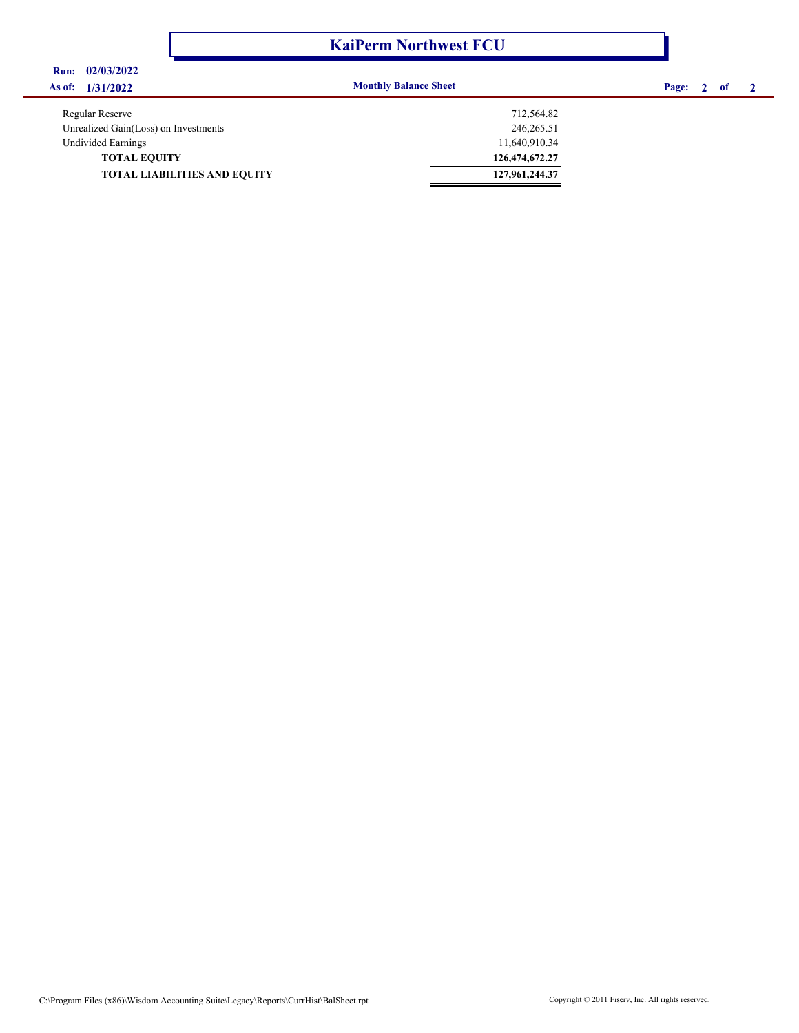# KaiPerm Northwest FCU

**Run:** 02/03/2022
**As of:** 1/31/2022

**Monthly Balance Sheet**

| | |
|---|---|
| Regular Reserve | 712,564.82 |
| Unrealized Gain(Loss) on Investments | 246,265.51 |
| Undivided Earnings | 11,640,910.34 |
| **TOTAL EQUITY** | **126,474,672.27** |
| **TOTAL LIABILITIES AND EQUITY** | **127,961,244.37** |

C:\Program Files (x86)\Wisdom Accounting Suite\Legacy\Reports\CurrHist\BalSheet.rpt

Copyright © 2011 Fiserv, Inc. All rights reserved.